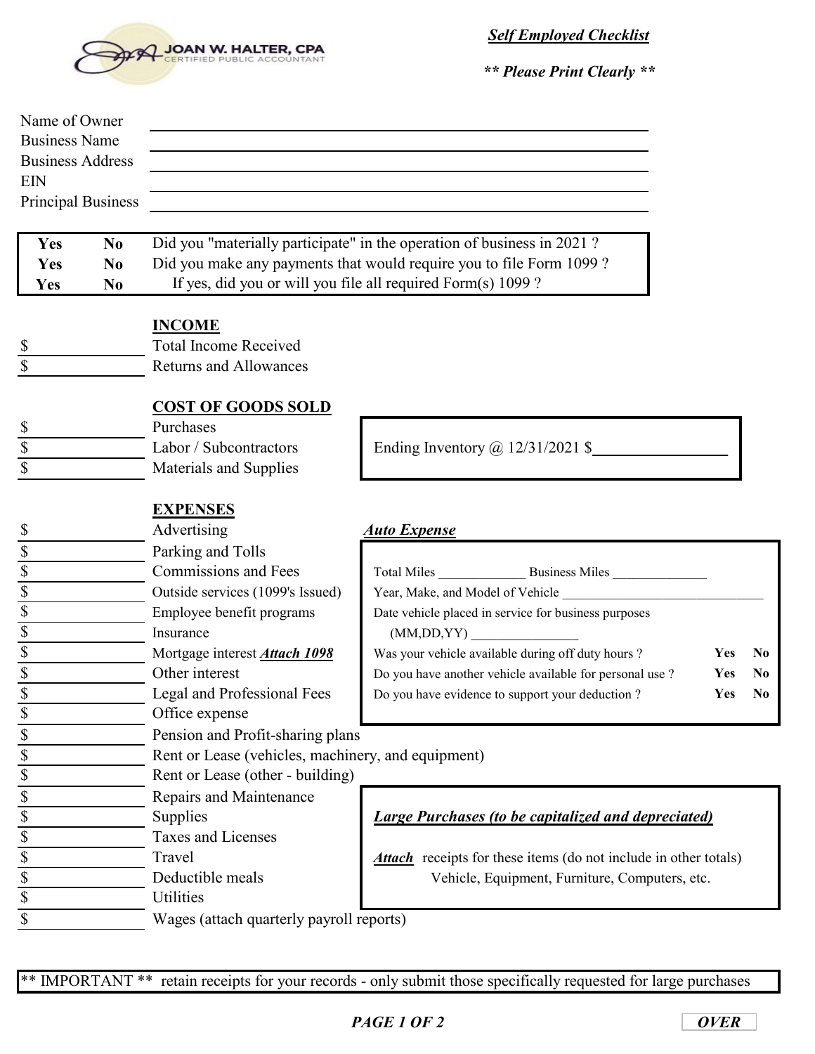JOAN W. HALTER, CPA
CERTIFIED PUBLIC ACCOUNTANT

***Self Employed Checklist***

***\*\* Please Print Clearly \*\****

Name of Owner ______________________________

Business Name ______________________________

Business Address ______________________________

EIN ______________________________

Principal Business ______________________________

| | | |
|---|---|---|
| **Yes** | **No** | Did you "materially participate" in the operation of business in 2021 ? |
| **Yes** | **No** | Did you make any payments that would require you to file Form 1099 ? |
| **Yes** | **No** | If yes, did you or will you file all required Form(s) 1099 ? |

## INCOME

| Amount | Item |
|---|---|
| $ | Total Income Received |
| $ | Returns and Allowances |

## COST OF GOODS SOLD

| Amount | Item |
|---|---|
| $ | Purchases |
| $ | Labor / Subcontractors |
| $ | Materials and Supplies |

Ending Inventory @ 12/31/2021 $__________

## EXPENSES

| Amount | Item |
|---|---|
| $ | Advertising |
| $ | Parking and Tolls |
| $ | Commissions and Fees |
| $ | Outside services (1099's Issued) |
| $ | Employee benefit programs |
| $ | Insurance |
| $ | Mortgage interest ***Attach 1098*** |
| $ | Other interest |
| $ | Legal and Professional Fees |
| $ | Office expense |
| $ | Pension and Profit-sharing plans |
| $ | Rent or Lease (vehicles, machinery, and equipment) |
| $ | Rent or Lease (other - building) |
| $ | Repairs and Maintenance |
| $ | Supplies |
| $ | Taxes and Licenses |
| $ | Travel |
| $ | Deductible meals |
| $ | Utilities |
| $ | Wages (attach quarterly payroll reports) |

### ***Auto Expense***

Total Miles __________ Business Miles __________

Year, Make, and Model of Vehicle ______________________

Date vehicle placed in service for business purposes (MM,DD,YY) __________

| Question | | |
|---|---|---|
| Was your vehicle available during off duty hours ? | **Yes** | **No** |
| Do you have another vehicle available for personal use ? | **Yes** | **No** |
| Do you have evidence to support your deduction ? | **Yes** | **No** |

### ***Large Purchases (to be capitalized and depreciated)***

***Attach*** receipts for these items (do not include in other totals) Vehicle, Equipment, Furniture, Computers, etc.

\*\* IMPORTANT \*\* retain receipts for your records - only submit those specifically requested for large purchases

***OVER***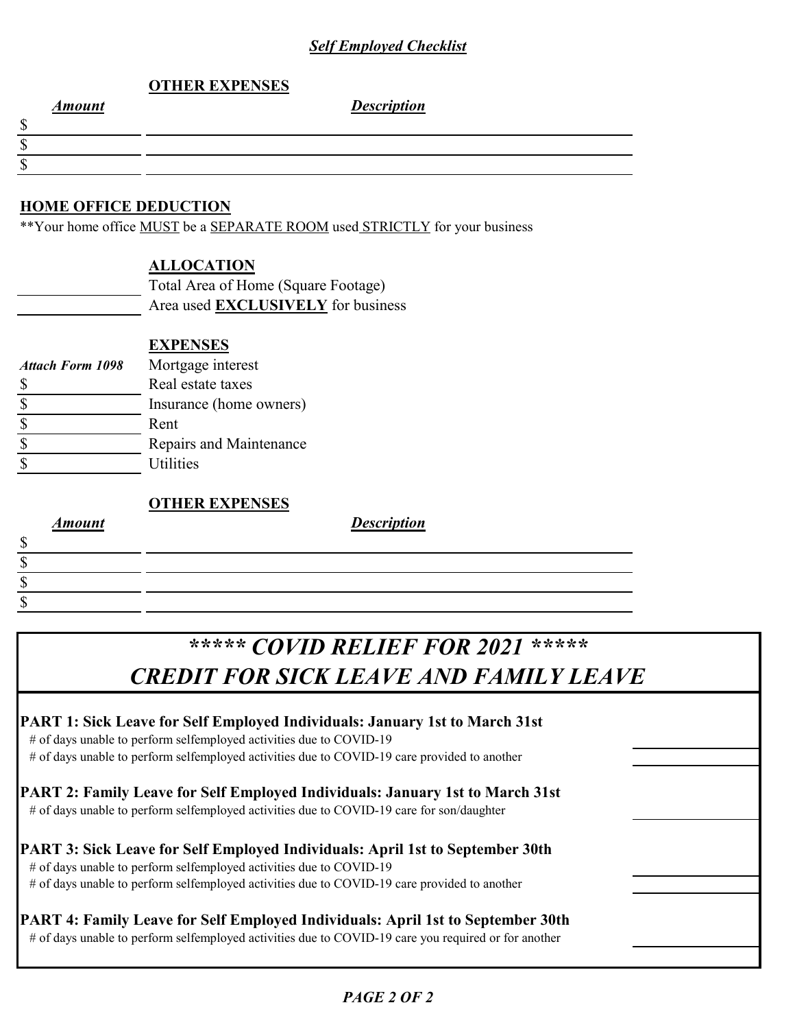## *Self Employed Checklist*

### OTHER EXPENSES

| *Amount* | *Description* |
| --- | --- |
| $ | |
| $ | |
| $ | |

### HOME OFFICE DEDUCTION

**Your home office MUST be a SEPARATE ROOM used STRICTLY for your business

#### ALLOCATION

| | |
| --- | --- |
| ______ | Total Area of Home (Square Footage) |
| ______ | Area used **EXCLUSIVELY** for business |

#### EXPENSES

| | |
| --- | --- |
| *Attach Form 1098* | Mortgage interest |
| $ | Real estate taxes |
| $ | Insurance (home owners) |
| $ | Rent |
| $ | Repairs and Maintenance |
| $ | Utilities |

#### OTHER EXPENSES

| *Amount* | *Description* |
| --- | --- |
| $ | |
| $ | |
| $ | |
| $ | |

## ***** COVID RELIEF FOR 2021 *****
## CREDIT FOR SICK LEAVE AND FAMILY LEAVE

**PART 1: Sick Leave for Self Employed Individuals: January 1st to March 31st**

| | |
| --- | --- |
| # of days unable to perform selfemployed activities due to COVID-19 | ______ |
| # of days unable to perform selfemployed activities due to COVID-19 care provided to another | ______ |

**PART 2: Family Leave for Self Employed Individuals: January 1st to March 31st**

| | |
| --- | --- |
| # of days unable to perform selfemployed activities due to COVID-19 care for son/daughter | ______ |

**PART 3: Sick Leave for Self Employed Individuals: April 1st to September 30th**

| | |
| --- | --- |
| # of days unable to perform selfemployed activities due to COVID-19 | ______ |
| # of days unable to perform selfemployed activities due to COVID-19 care provided to another | ______ |

**PART 4: Family Leave for Self Employed Individuals: April 1st to September 30th**

| | |
| --- | --- |
| # of days unable to perform selfemployed activities due to COVID-19 care you required or for another | ______ |